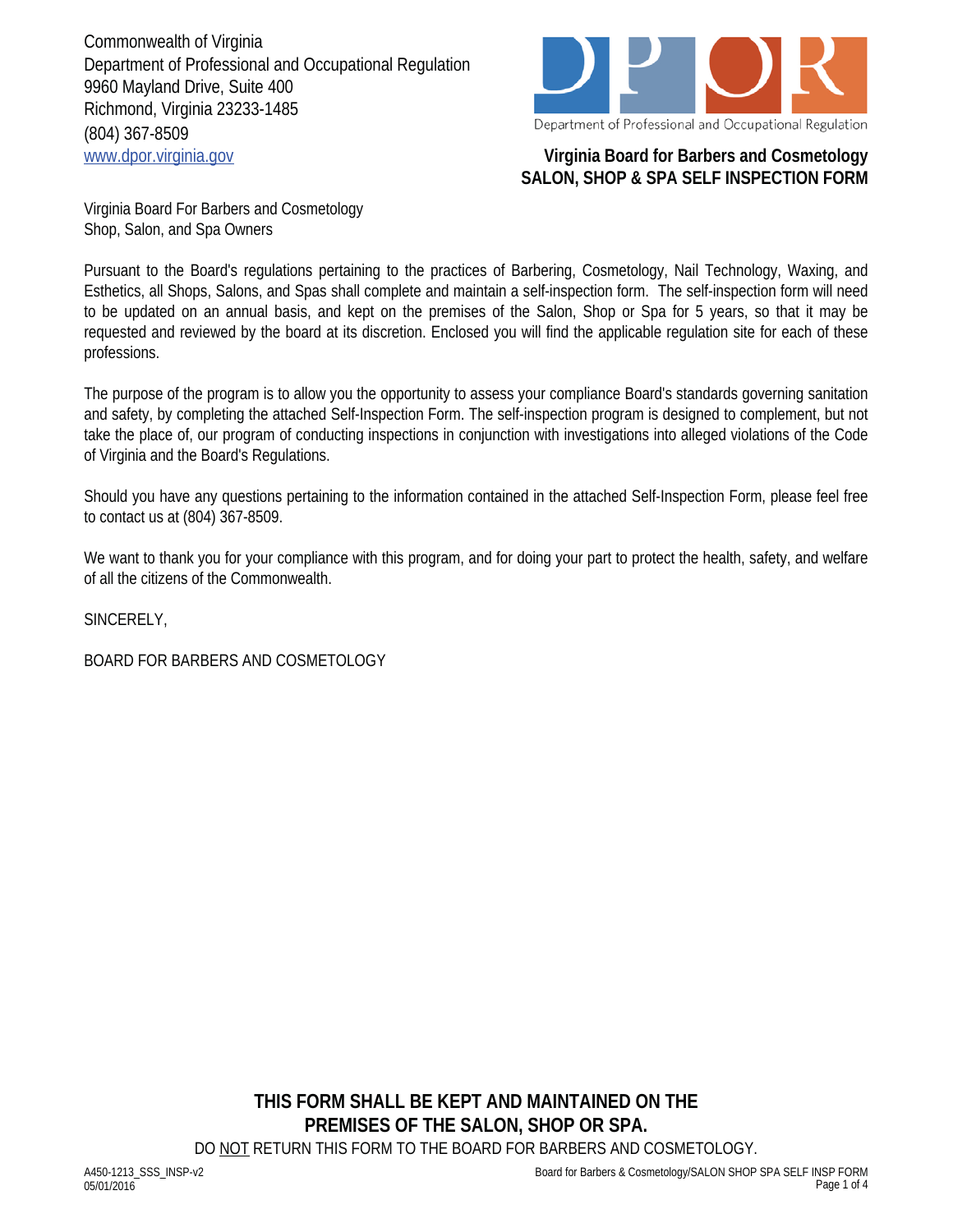Commonwealth of Virginia
Department of Professional and Occupational Regulation
9960 Mayland Drive, Suite 400
Richmond, Virginia 23233-1485
(804) 367-8509
www.dpor.virginia.gov

Department of Professional and Occupational Regulation

**Virginia Board for Barbers and Cosmetology**
**SALON, SHOP & SPA SELF INSPECTION FORM**

Virginia Board For Barbers and Cosmetology
Shop, Salon, and Spa Owners

Pursuant to the Board's regulations pertaining to the practices of Barbering, Cosmetology, Nail Technology, Waxing, and Esthetics, all Shops, Salons, and Spas shall complete and maintain a self-inspection form. The self-inspection form will need to be updated on an annual basis, and kept on the premises of the Salon, Shop or Spa for 5 years, so that it may be requested and reviewed by the board at its discretion. Enclosed you will find the applicable regulation site for each of these professions.

The purpose of the program is to allow you the opportunity to assess your compliance Board's standards governing sanitation and safety, by completing the attached Self-Inspection Form. The self-inspection program is designed to complement, but not take the place of, our program of conducting inspections in conjunction with investigations into alleged violations of the Code of Virginia and the Board's Regulations.

Should you have any questions pertaining to the information contained in the attached Self-Inspection Form, please feel free to contact us at (804) 367-8509.

We want to thank you for your compliance with this program, and for doing your part to protect the health, safety, and welfare of all the citizens of the Commonwealth.

SINCERELY,

BOARD FOR BARBERS AND COSMETOLOGY

**THIS FORM SHALL BE KEPT AND MAINTAINED ON THE PREMISES OF THE SALON, SHOP OR SPA.**

DO NOT RETURN THIS FORM TO THE BOARD FOR BARBERS AND COSMETOLOGY.

A450-1213_SSS_INSP-v2
05/01/2016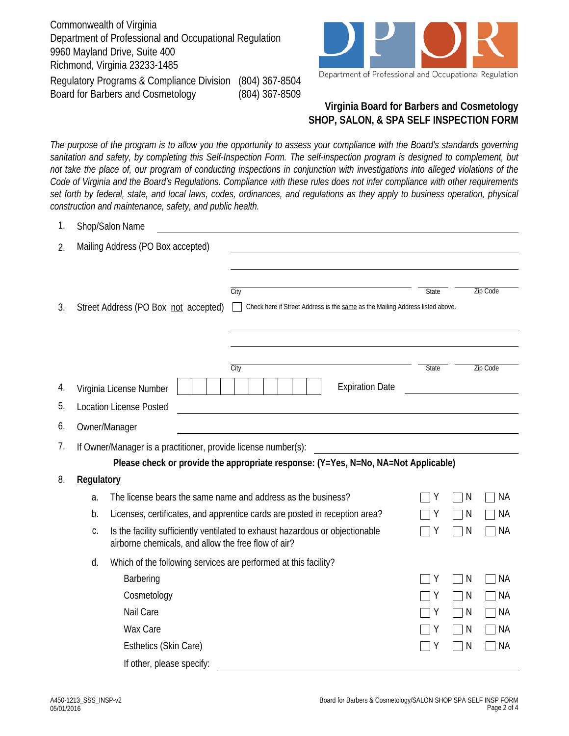Commonwealth of Virginia
Department of Professional and Occupational Regulation
9960 Mayland Drive, Suite 400
Richmond, Virginia 23233-1485

Regulatory Programs & Compliance Division (804) 367-8504
Board for Barbers and Cosmetology (804) 367-8509

Department of Professional and Occupational Regulation

## Virginia Board for Barbers and Cosmetology
## SHOP, SALON, & SPA SELF INSPECTION FORM

*The purpose of the program is to allow you the opportunity to assess your compliance with the Board's standards governing sanitation and safety, by completing this Self-Inspection Form. The self-inspection program is designed to complement, but not take the place of, our program of conducting inspections in conjunction with investigations into alleged violations of the Code of Virginia and the Board's Regulations. Compliance with these rules does not infer compliance with other requirements set forth by federal, state, and local laws, codes, ordinances, and regulations as they apply to business operation, physical construction and maintenance, safety, and public health.*

1. Shop/Salon Name \_\_\_\_\_\_\_\_\_\_\_\_\_\_\_\_\_\_\_\_\_\_\_\_\_\_\_\_\_\_\_\_\_\_\_\_\_\_\_\_

2. Mailing Address (PO Box accepted) \_\_\_\_\_\_\_\_\_\_\_\_\_\_\_\_\_\_\_\_\_\_\_\_\_\_\_\_\_\_\_\_\_\_\_\_\_\_\_\_

   \_\_\_\_\_\_\_\_\_\_\_\_\_\_\_\_\_\_\_\_\_\_\_\_\_\_\_\_\_\_\_\_\_\_\_\_\_\_\_\_

   City \_\_\_\_\_\_\_\_\_\_\_\_\_\_\_\_\_\_\_\_ State \_\_\_\_\_\_ Zip Code \_\_\_\_\_\_\_\_\_\_

3. Street Address (PO Box not accepted) ☐ Check here if Street Address is the same as the Mailing Address listed above.

   \_\_\_\_\_\_\_\_\_\_\_\_\_\_\_\_\_\_\_\_\_\_\_\_\_\_\_\_\_\_\_\_\_\_\_\_\_\_\_\_

   \_\_\_\_\_\_\_\_\_\_\_\_\_\_\_\_\_\_\_\_\_\_\_\_\_\_\_\_\_\_\_\_\_\_\_\_\_\_\_\_

   City \_\_\_\_\_\_\_\_\_\_\_\_\_\_\_\_\_\_\_\_ State \_\_\_\_\_\_ Zip Code \_\_\_\_\_\_\_\_\_\_

4. Virginia License Number ☐☐☐☐☐☐☐☐☐☐ Expiration Date \_\_\_\_\_\_\_\_\_\_\_\_\_\_\_\_

5. Location License Posted \_\_\_\_\_\_\_\_\_\_\_\_\_\_\_\_\_\_\_\_\_\_\_\_\_\_\_\_\_\_\_\_\_\_\_\_\_\_\_\_

6. Owner/Manager \_\_\_\_\_\_\_\_\_\_\_\_\_\_\_\_\_\_\_\_\_\_\_\_\_\_\_\_\_\_\_\_\_\_\_\_\_\_\_\_

7. If Owner/Manager is a practitioner, provide license number(s): \_\_\_\_\_\_\_\_\_\_\_\_\_\_\_\_\_\_\_\_

**Please check or provide the appropriate response: (Y=Yes, N=No, NA=Not Applicable)**

8. **Regulatory**

| | | Y | N | NA |
|---|---|---|---|---|
| a. | The license bears the same name and address as the business? | ☐ | ☐ | ☐ |
| b. | Licenses, certificates, and apprentice cards are posted in reception area? | ☐ | ☐ | ☐ |
| c. | Is the facility sufficiently ventilated to exhaust hazardous or objectionable airborne chemicals, and allow the free flow of air? | ☐ | ☐ | ☐ |
| d. | Which of the following services are performed at this facility? | | | |
| | Barbering | ☐ | ☐ | ☐ |
| | Cosmetology | ☐ | ☐ | ☐ |
| | Nail Care | ☐ | ☐ | ☐ |
| | Wax Care | ☐ | ☐ | ☐ |
| | Esthetics (Skin Care) | ☐ | ☐ | ☐ |
| | If other, please specify: \_\_\_\_\_\_\_\_\_\_\_\_\_\_\_\_\_\_\_\_ | | | |

A450-1213_SSS_INSP-v2
05/01/2016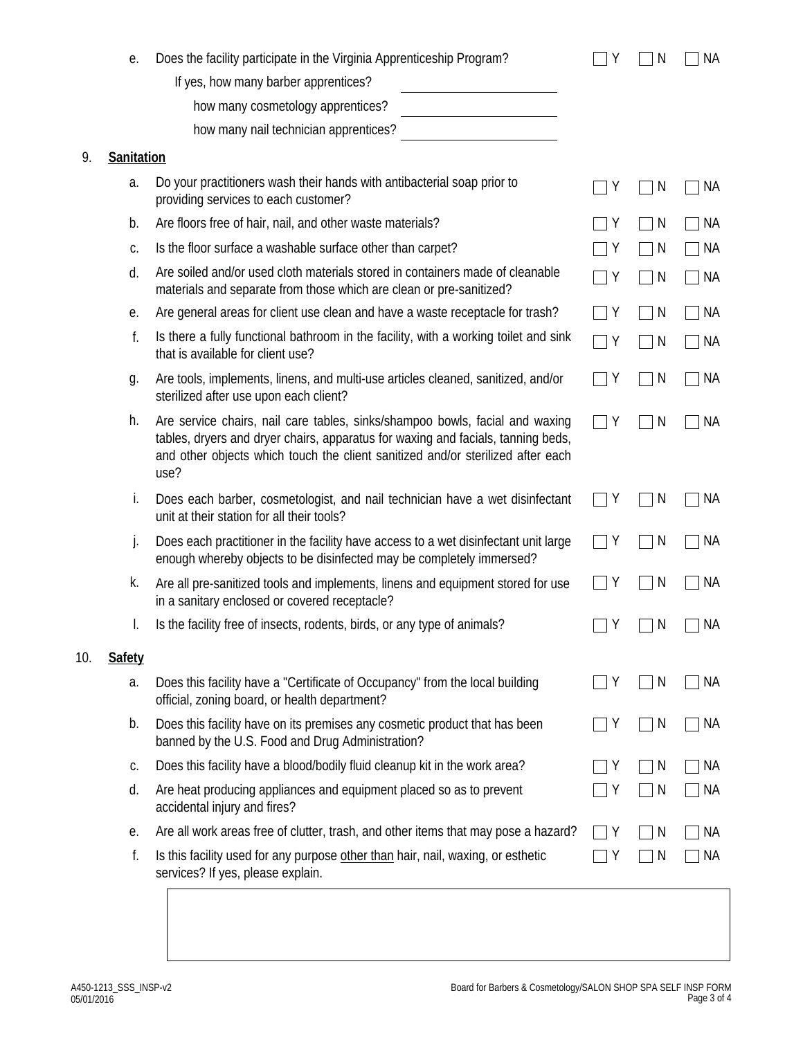e. Does the facility participate in the Virginia Apprenticeship Program? ☐ Y ☐ N ☐ NA

If yes, how many barber apprentices? ______________

how many cosmetology apprentices? ______________

how many nail technician apprentices? ______________

9. **Sanitation**

| | Question | Y | N | NA |
|---|---|---|---|---|
| a. | Do your practitioners wash their hands with antibacterial soap prior to providing services to each customer? | ☐ Y | ☐ N | ☐ NA |
| b. | Are floors free of hair, nail, and other waste materials? | ☐ Y | ☐ N | ☐ NA |
| c. | Is the floor surface a washable surface other than carpet? | ☐ Y | ☐ N | ☐ NA |
| d. | Are soiled and/or used cloth materials stored in containers made of cleanable materials and separate from those which are clean or pre-sanitized? | ☐ Y | ☐ N | ☐ NA |
| e. | Are general areas for client use clean and have a waste receptacle for trash? | ☐ Y | ☐ N | ☐ NA |
| f. | Is there a fully functional bathroom in the facility, with a working toilet and sink that is available for client use? | ☐ Y | ☐ N | ☐ NA |
| g. | Are tools, implements, linens, and multi-use articles cleaned, sanitized, and/or sterilized after use upon each client? | ☐ Y | ☐ N | ☐ NA |
| h. | Are service chairs, nail care tables, sinks/shampoo bowls, facial and waxing tables, dryers and dryer chairs, apparatus for waxing and facials, tanning beds, and other objects which touch the client sanitized and/or sterilized after each use? | ☐ Y | ☐ N | ☐ NA |
| i. | Does each barber, cosmetologist, and nail technician have a wet disinfectant unit at their station for all their tools? | ☐ Y | ☐ N | ☐ NA |
| j. | Does each practitioner in the facility have access to a wet disinfectant unit large enough whereby objects to be disinfected may be completely immersed? | ☐ Y | ☐ N | ☐ NA |
| k. | Are all pre-sanitized tools and implements, linens and equipment stored for use in a sanitary enclosed or covered receptacle? | ☐ Y | ☐ N | ☐ NA |
| l. | Is the facility free of insects, rodents, birds, or any type of animals? | ☐ Y | ☐ N | ☐ NA |

10. **Safety**

| | Question | Y | N | NA |
|---|---|---|---|---|
| a. | Does this facility have a "Certificate of Occupancy" from the local building official, zoning board, or health department? | ☐ Y | ☐ N | ☐ NA |
| b. | Does this facility have on its premises any cosmetic product that has been banned by the U.S. Food and Drug Administration? | ☐ Y | ☐ N | ☐ NA |
| c. | Does this facility have a blood/bodily fluid cleanup kit in the work area? | ☐ Y | ☐ N | ☐ NA |
| d. | Are heat producing appliances and equipment placed so as to prevent accidental injury and fires? | ☐ Y | ☐ N | ☐ NA |
| e. | Are all work areas free of clutter, trash, and other items that may pose a hazard? | ☐ Y | ☐ N | ☐ NA |
| f. | Is this facility used for any purpose <u>other than</u> hair, nail, waxing, or esthetic services? If yes, please explain. | ☐ Y | ☐ N | ☐ NA |

| |
|---|
| |

A450-1213_SSS_INSP-v2
05/01/2016

Board for Barbers & Cosmetology/SALON SHOP SPA SELF INSP FORM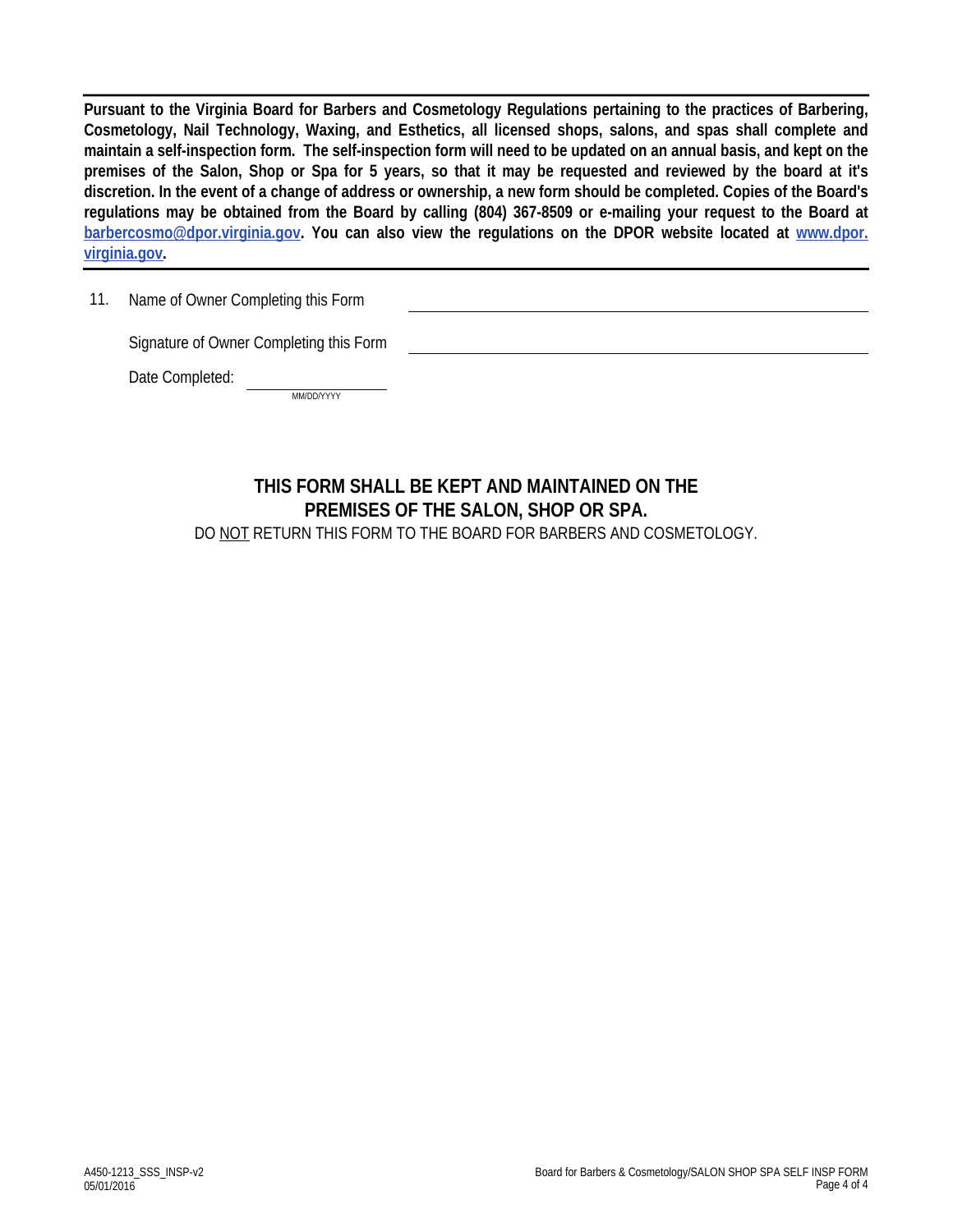**Pursuant to the Virginia Board for Barbers and Cosmetology Regulations pertaining to the practices of Barbering, Cosmetology, Nail Technology, Waxing, and Esthetics, all licensed shops, salons, and spas shall complete and maintain a self-inspection form. The self-inspection form will need to be updated on an annual basis, and kept on the premises of the Salon, Shop or Spa for 5 years, so that it may be requested and reviewed by the board at it's discretion. In the event of a change of address or ownership, a new form should be completed. Copies of the Board's regulations may be obtained from the Board by calling (804) 367-8509 or e-mailing your request to the Board at barbercosmo@dpor.virginia.gov. You can also view the regulations on the DPOR website located at www.dpor.virginia.gov.**

11. Name of Owner Completing this Form \_\_\_\_\_\_\_\_\_\_\_\_\_\_\_\_\_\_\_\_\_\_\_\_\_\_\_\_\_\_

    Signature of Owner Completing this Form \_\_\_\_\_\_\_\_\_\_\_\_\_\_\_\_\_\_\_\_\_\_\_\_\_\_\_\_\_\_

    Date Completed: \_\_\_\_\_\_\_\_\_\_\_\_\_\_\_
    MM/DD/YYYY

## THIS FORM SHALL BE KEPT AND MAINTAINED ON THE PREMISES OF THE SALON, SHOP OR SPA.

DO NOT RETURN THIS FORM TO THE BOARD FOR BARBERS AND COSMETOLOGY.

A450-1213_SSS_INSP-v2
05/01/2016

Board for Barbers & Cosmetology/SALON SHOP SPA SELF INSP FORM